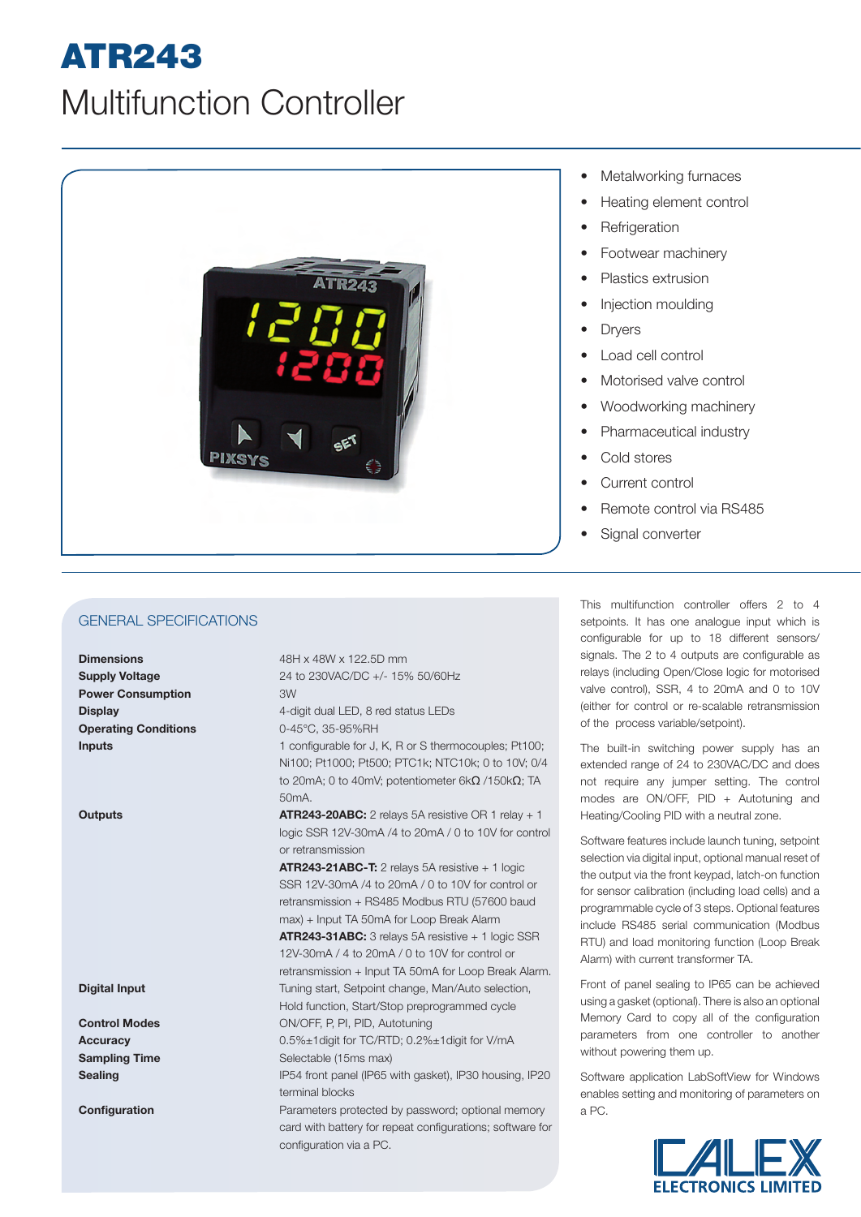# ATR243

## Multifunction Controller

- Metalworking furnaces
- Heating element control
- Refrigeration
- Footwear machinery
- Plastics extrusion
- Injection moulding
- Dryers
- Load cell control
- Motorised valve control
- Woodworking machinery
- Pharmaceutical industry
- Cold stores
- Current control
- Remote control via RS485
- Signal converter

## GENERAL SPECIFICATIONS

| | |
|---|---|
| **Dimensions** | 48H x 48W x 122.5D mm |
| **Supply Voltage** | 24 to 230VAC/DC +/- 15% 50/60Hz |
| **Power Consumption** | 3W |
| **Display** | 4-digit dual LED, 8 red status LEDs |
| **Operating Conditions** | 0-45°C, 35-95%RH |
| **Inputs** | 1 configurable for J, K, R or S thermocouples; Pt100; Ni100; Pt1000; Pt500; PTC1k; NTC10k; 0 to 10V; 0/4 to 20mA; 0 to 40mV; potentiometer 6kΩ /150kΩ; TA 50mA. |
| **Outputs** | **ATR243-20ABC:** 2 relays 5A resistive OR 1 relay + 1 logic SSR 12V-30mA /4 to 20mA / 0 to 10V for control or retransmission<br>**ATR243-21ABC-T:** 2 relays 5A resistive + 1 logic SSR 12V-30mA /4 to 20mA / 0 to 10V for control or retransmission + RS485 Modbus RTU (57600 baud max) + Input TA 50mA for Loop Break Alarm<br>**ATR243-31ABC:** 3 relays 5A resistive + 1 logic SSR 12V-30mA / 4 to 20mA / 0 to 10V for control or retransmission + Input TA 50mA for Loop Break Alarm. |
| **Digital Input** | Tuning start, Setpoint change, Man/Auto selection, Hold function, Start/Stop preprogrammed cycle |
| **Control Modes** | ON/OFF, P, PI, PID, Autotuning |
| **Accuracy** | 0.5%±1digit for TC/RTD; 0.2%±1digit for V/mA |
| **Sampling Time** | Selectable (15ms max) |
| **Sealing** | IP54 front panel (IP65 with gasket), IP30 housing, IP20 terminal blocks |
| **Configuration** | Parameters protected by password; optional memory card with battery for repeat configurations; software for configuration via a PC. |

This multifunction controller offers 2 to 4 setpoints. It has one analogue input which is configurable for up to 18 different sensors/signals. The 2 to 4 outputs are configurable as relays (including Open/Close logic for motorised valve control), SSR, 4 to 20mA and 0 to 10V (either for control or re-scalable retransmission of the process variable/setpoint).

The built-in switching power supply has an extended range of 24 to 230VAC/DC and does not require any jumper setting. The control modes are ON/OFF, PID + Autotuning and Heating/Cooling PID with a neutral zone.

Software features include launch tuning, setpoint selection via digital input, optional manual reset of the output via the front keypad, latch-on function for sensor calibration (including load cells) and a programmable cycle of 3 steps. Optional features include RS485 serial communication (Modbus RTU) and load monitoring function (Loop Break Alarm) with current transformer TA.

Front of panel sealing to IP65 can be achieved using a gasket (optional). There is also an optional Memory Card to copy all of the configuration parameters from one controller to another without powering them up.

Software application LabSoftView for Windows enables setting and monitoring of parameters on a PC.

CALEX ELECTRONICS LIMITED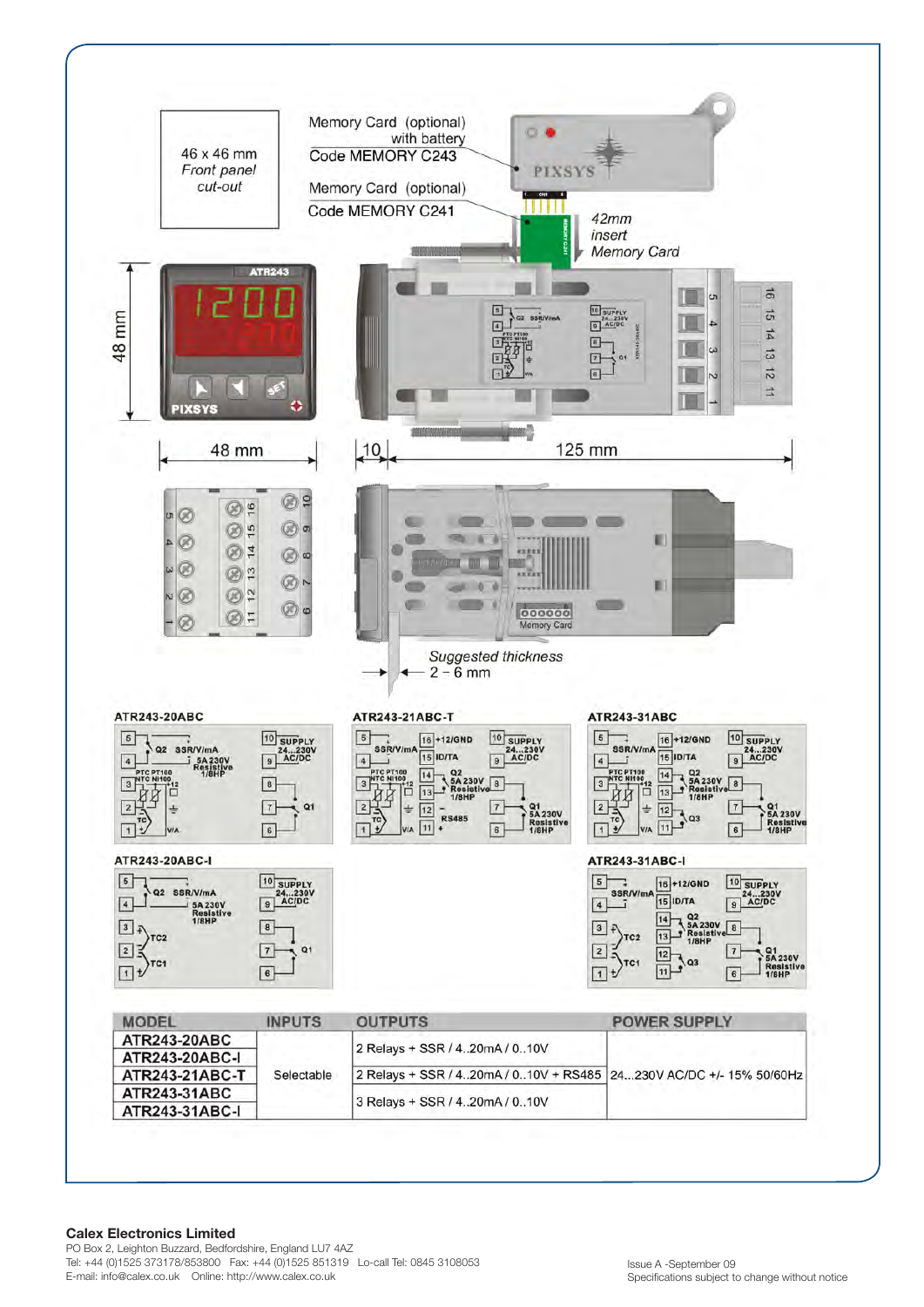46 x 46 mm
*Front panel cut-out*

Memory Card (optional) with battery
Code MEMORY C243

Memory Card (optional)
Code MEMORY C241

*42mm insert Memory Card*

48 mm

48 mm

10

125 mm

*Suggested thickness 2 - 6 mm*

**ATR243-20ABC**

**ATR243-21ABC-T**

**ATR243-31ABC**

**ATR243-20ABC-I**

**ATR243-31ABC-I**

| MODEL | INPUTS | OUTPUTS | POWER SUPPLY |
|---|---|---|---|
| ATR243-20ABC | Selectable | 2 Relays + SSR / 4..20mA / 0..10V | 24...230V AC/DC +/- 15% 50/60Hz |
| ATR243-20ABC-I | | | |
| ATR243-21ABC-T | | 2 Relays + SSR / 4..20mA / 0..10V + RS485 | |
| ATR243-31ABC | | 3 Relays + SSR / 4..20mA / 0..10V | |
| ATR243-31ABC-I | | | |

**Calex Electronics Limited**
PO Box 2, Leighton Buzzard, Bedfordshire, England LU7 4AZ
Tel: +44 (0)1525 373178/853800 Fax: +44 (0)1525 851319 Lo-call Tel: 0845 3108053
E-mail: info@calex.co.uk Online: http://www.calex.co.uk

Issue A -September 09
Specifications subject to change without notice